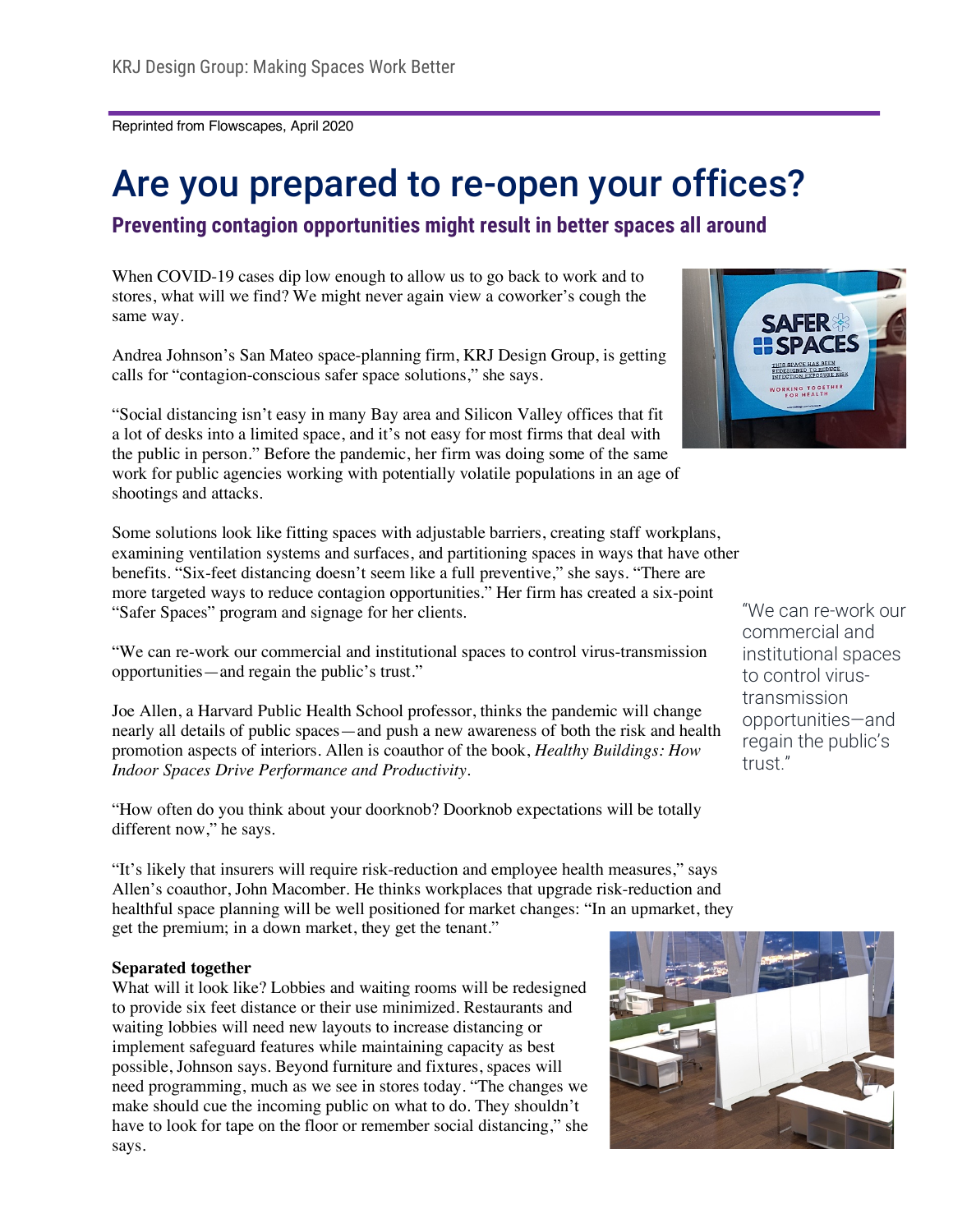Reprinted from Flowscapes, April 2020

# Are you prepared to re-open your offices?

## Preventing contagion opportunities might result in better spaces all around

When COVID-19 cases dip low enough to allow us to go back to work and to stores, what will we find? We might never again view a coworker's cough the same way.

Andrea Johnson's San Mateo space-planning firm, KRJ Design Group, is getting calls for "contagion-conscious safer space solutions," she says.

"Social distancing isn't easy in many Bay area and Silicon Valley offices that fit a lot of desks into a limited space, and it's not easy for most firms that deal with the public in person." Before the pandemic, her firm was doing some of the same work for public agencies working with potentially volatile populations in an age of shootings and attacks.

Some solutions look like fitting spaces with adjustable barriers, creating staff workplans, examining ventilation systems and surfaces, and partitioning spaces in ways that have other benefits. "Six-feet distancing doesn't seem like a full preventive," she says. "There are more targeted ways to reduce contagion opportunities." Her firm has created a six-point "Safer Spaces" program and signage for her clients.

"We can re-work our commercial and institutional spaces to control virus-transmission opportunities—and regain the public's trust."

> "We can re-work our commercial and institutional spaces to control virus-transmission opportunities—and regain the public's trust."

Joe Allen, a Harvard Public Health School professor, thinks the pandemic will change nearly all details of public spaces—and push a new awareness of both the risk and health promotion aspects of interiors. Allen is coauthor of the book, *Healthy Buildings: How Indoor Spaces Drive Performance and Productivity*.

"How often do you think about your doorknob? Doorknob expectations will be totally different now," he says.

"It's likely that insurers will require risk-reduction and employee health measures," says Allen's coauthor, John Macomber. He thinks workplaces that upgrade risk-reduction and healthful space planning will be well positioned for market changes: "In an upmarket, they get the premium; in a down market, they get the tenant."

**Separated together**

What will it look like? Lobbies and waiting rooms will be redesigned to provide six feet distance or their use minimized. Restaurants and waiting lobbies will need new layouts to increase distancing or implement safeguard features while maintaining capacity as best possible, Johnson says. Beyond furniture and fixtures, spaces will need programming, much as we see in stores today. "The changes we make should cue the incoming public on what to do. They shouldn't have to look for tape on the floor or remember social distancing," she says.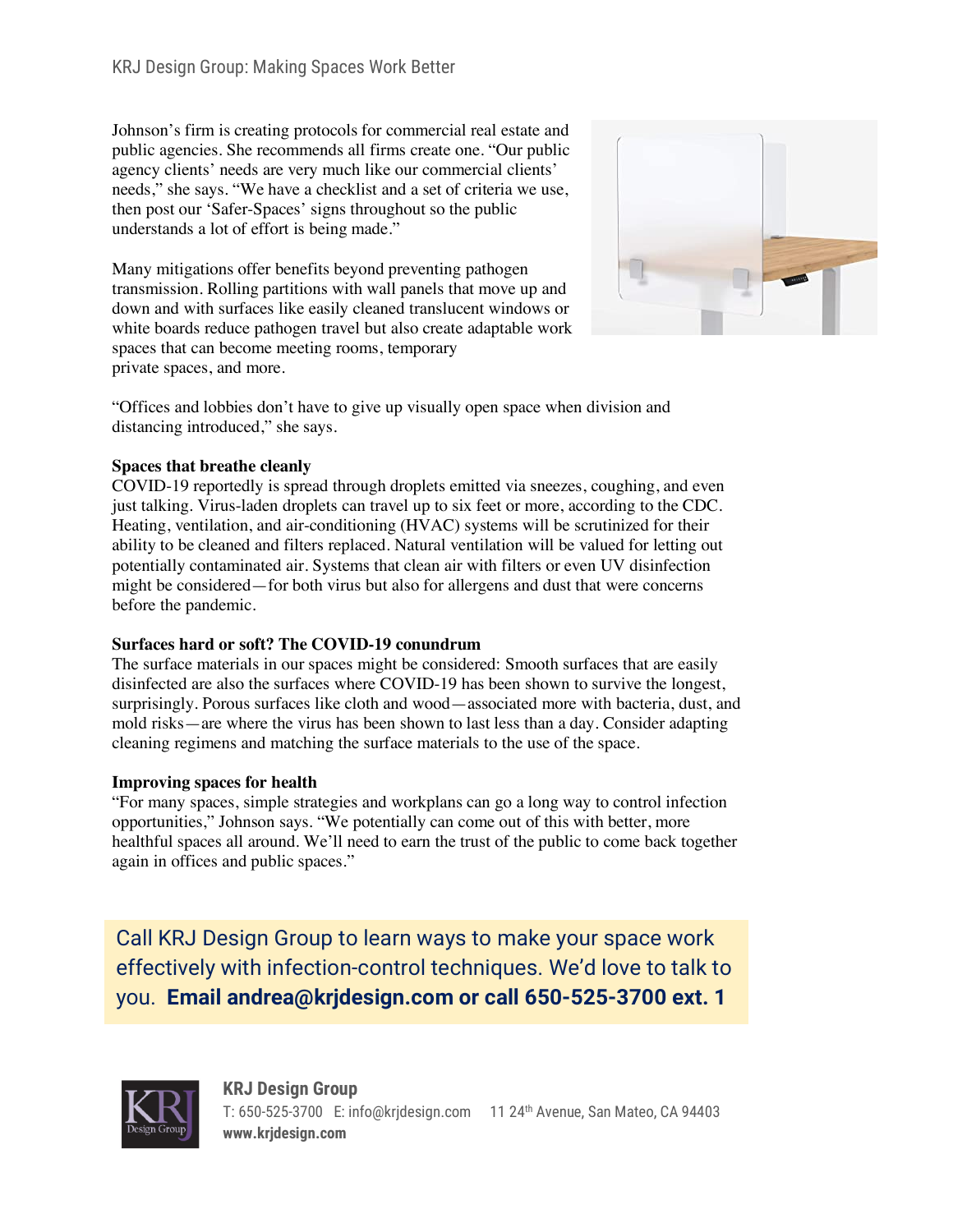Johnson's firm is creating protocols for commercial real estate and public agencies. She recommends all firms create one. "Our public agency clients' needs are very much like our commercial clients' needs," she says. "We have a checklist and a set of criteria we use, then post our 'Safer-Spaces' signs throughout so the public understands a lot of effort is being made."

Many mitigations offer benefits beyond preventing pathogen transmission. Rolling partitions with wall panels that move up and down and with surfaces like easily cleaned translucent windows or white boards reduce pathogen travel but also create adaptable work spaces that can become meeting rooms, temporary private spaces, and more.

"Offices and lobbies don't have to give up visually open space when division and distancing introduced," she says.

**Spaces that breathe cleanly**

COVID-19 reportedly is spread through droplets emitted via sneezes, coughing, and even just talking. Virus-laden droplets can travel up to six feet or more, according to the CDC. Heating, ventilation, and air-conditioning (HVAC) systems will be scrutinized for their ability to be cleaned and filters replaced. Natural ventilation will be valued for letting out potentially contaminated air. Systems that clean air with filters or even UV disinfection might be considered—for both virus but also for allergens and dust that were concerns before the pandemic.

**Surfaces hard or soft? The COVID-19 conundrum**

The surface materials in our spaces might be considered: Smooth surfaces that are easily disinfected are also the surfaces where COVID-19 has been shown to survive the longest, surprisingly. Porous surfaces like cloth and wood—associated more with bacteria, dust, and mold risks—are where the virus has been shown to last less than a day. Consider adapting cleaning regimens and matching the surface materials to the use of the space.

**Improving spaces for health**

"For many spaces, simple strategies and workplans can go a long way to control infection opportunities," Johnson says. "We potentially can come out of this with better, more healthful spaces all around. We'll need to earn the trust of the public to come back together again in offices and public spaces."

Call KRJ Design Group to learn ways to make your space work effectively with infection-control techniques. We'd love to talk to you. **Email andrea@krjdesign.com or call 650-525-3700 ext. 1**

**KRJ Design Group**
T: 650-525-3700 E: info@krjdesign.com 11 24th Avenue, San Mateo, CA 94403
**www.krjdesign.com**